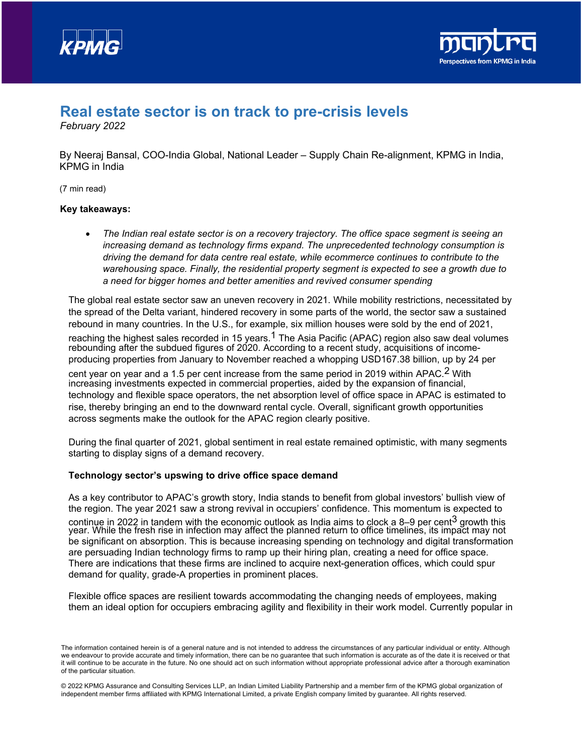# Real estate sector is on track to pre-crisis levels

*February 2022*

By Neeraj Bansal, COO-India Global, National Leader – Supply Chain Re-alignment, KPMG in India, KPMG in India

(7 min read)

**Key takeaways:**

- *The Indian real estate sector is on a recovery trajectory. The office space segment is seeing an increasing demand as technology firms expand. The unprecedented technology consumption is driving the demand for data centre real estate, while ecommerce continues to contribute to the warehousing space. Finally, the residential property segment is expected to see a growth due to a need for bigger homes and better amenities and revived consumer spending*

The global real estate sector saw an uneven recovery in 2021. While mobility restrictions, necessitated by the spread of the Delta variant, hindered recovery in some parts of the world, the sector saw a sustained rebound in many countries. In the U.S., for example, six million houses were sold by the end of 2021, reaching the highest sales recorded in 15 years.[1] The Asia Pacific (APAC) region also saw deal volumes rebounding after the subdued figures of 2020. According to a recent study, acquisitions of income-producing properties from January to November reached a whopping USD167.38 billion, up by 24 per cent year on year and a 1.5 per cent increase from the same period in 2019 within APAC.[2] With increasing investments expected in commercial properties, aided by the expansion of financial, technology and flexible space operators, the net absorption level of office space in APAC is estimated to rise, thereby bringing an end to the downward rental cycle. Overall, significant growth opportunities across segments make the outlook for the APAC region clearly positive.

During the final quarter of 2021, global sentiment in real estate remained optimistic, with many segments starting to display signs of a demand recovery.

**Technology sector's upswing to drive office space demand**

As a key contributor to APAC's growth story, India stands to benefit from global investors' bullish view of the region. The year 2021 saw a strong revival in occupiers' confidence. This momentum is expected to continue in 2022 in tandem with the economic outlook as India aims to clock a 8–9 per cent[3] growth this year. While the fresh rise in infection may affect the planned return to office timelines, its impact may not be significant on absorption. This is because increasing spending on technology and digital transformation are persuading Indian technology firms to ramp up their hiring plan, creating a need for office space. There are indications that these firms are inclined to acquire next-generation offices, which could spur demand for quality, grade-A properties in prominent places.

Flexible office spaces are resilient towards accommodating the changing needs of employees, making them an ideal option for occupiers embracing agility and flexibility in their work model. Currently popular in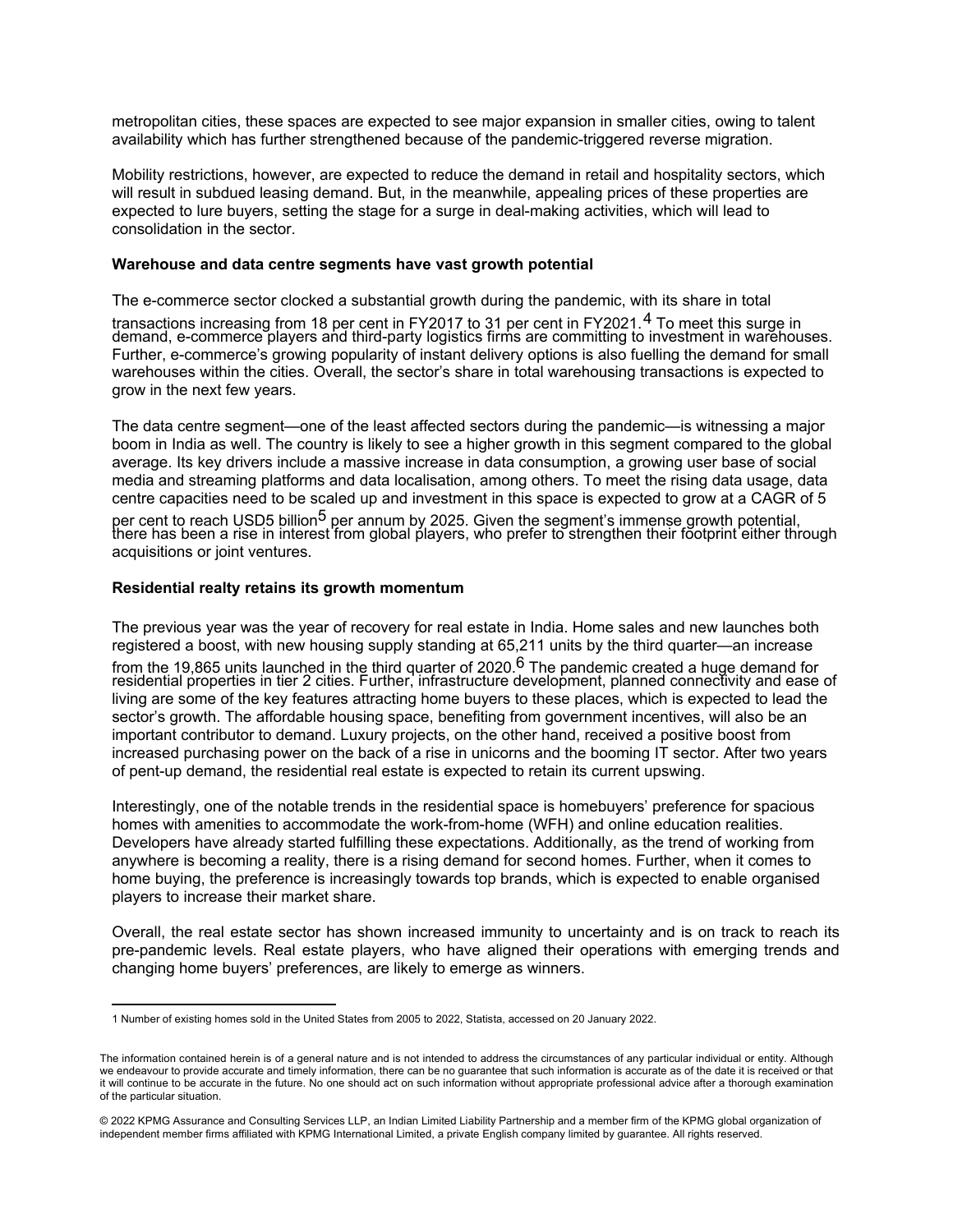metropolitan cities, these spaces are expected to see major expansion in smaller cities, owing to talent availability which has further strengthened because of the pandemic-triggered reverse migration.

Mobility restrictions, however, are expected to reduce the demand in retail and hospitality sectors, which will result in subdued leasing demand. But, in the meanwhile, appealing prices of these properties are expected to lure buyers, setting the stage for a surge in deal-making activities, which will lead to consolidation in the sector.

**Warehouse and data centre segments have vast growth potential**

The e-commerce sector clocked a substantial growth during the pandemic, with its share in total transactions increasing from 18 per cent in FY2017 to 31 per cent in FY2021.[4] To meet this surge in demand, e-commerce players and third-party logistics firms are committing to investment in warehouses. Further, e-commerce's growing popularity of instant delivery options is also fuelling the demand for small warehouses within the cities. Overall, the sector's share in total warehousing transactions is expected to grow in the next few years.

The data centre segment—one of the least affected sectors during the pandemic—is witnessing a major boom in India as well. The country is likely to see a higher growth in this segment compared to the global average. Its key drivers include a massive increase in data consumption, a growing user base of social media and streaming platforms and data localisation, among others. To meet the rising data usage, data centre capacities need to be scaled up and investment in this space is expected to grow at a CAGR of 5 per cent to reach USD5 billion[5] per annum by 2025. Given the segment's immense growth potential, there has been a rise in interest from global players, who prefer to strengthen their footprint either through acquisitions or joint ventures.

**Residential realty retains its growth momentum**

The previous year was the year of recovery for real estate in India. Home sales and new launches both registered a boost, with new housing supply standing at 65,211 units by the third quarter—an increase from the 19,865 units launched in the third quarter of 2020.[6] The pandemic created a huge demand for residential properties in tier 2 cities. Further, infrastructure development, planned connectivity and ease of living are some of the key features attracting home buyers to these places, which is expected to lead the sector's growth. The affordable housing space, benefiting from government incentives, will also be an important contributor to demand. Luxury projects, on the other hand, received a positive boost from increased purchasing power on the back of a rise in unicorns and the booming IT sector. After two years of pent-up demand, the residential real estate is expected to retain its current upswing.

Interestingly, one of the notable trends in the residential space is homebuyers' preference for spacious homes with amenities to accommodate the work-from-home (WFH) and online education realities. Developers have already started fulfilling these expectations. Additionally, as the trend of working from anywhere is becoming a reality, there is a rising demand for second homes. Further, when it comes to home buying, the preference is increasingly towards top brands, which is expected to enable organised players to increase their market share.

Overall, the real estate sector has shown increased immunity to uncertainty and is on track to reach its pre-pandemic levels. Real estate players, who have aligned their operations with emerging trends and changing home buyers' preferences, are likely to emerge as winners.

---

1 Number of existing homes sold in the United States from 2005 to 2022, Statista, accessed on 20 January 2022.

The information contained herein is of a general nature and is not intended to address the circumstances of any particular individual or entity. Although we endeavour to provide accurate and timely information, there can be no guarantee that such information is accurate as of the date it is received or that it will continue to be accurate in the future. No one should act on such information without appropriate professional advice after a thorough examination of the particular situation.

© 2022 KPMG Assurance and Consulting Services LLP, an Indian Limited Liability Partnership and a member firm of the KPMG global organization of independent member firms affiliated with KPMG International Limited, a private English company limited by guarantee. All rights reserved.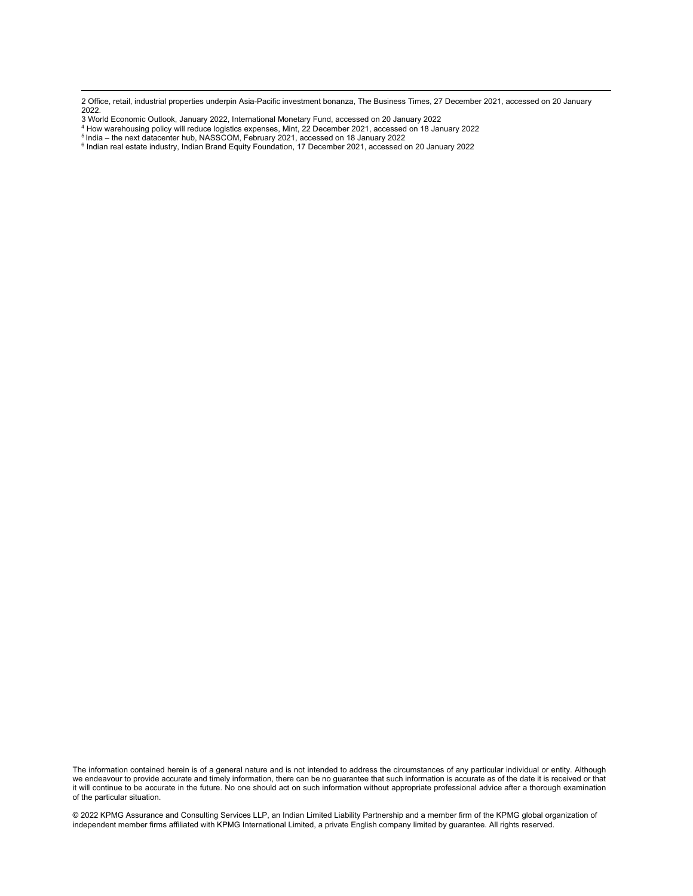2 Office, retail, industrial properties underpin Asia-Pacific investment bonanza, The Business Times, 27 December 2021, accessed on 20 January 2022.

3 World Economic Outlook, January 2022, International Monetary Fund, accessed on 20 January 2022

[4] How warehousing policy will reduce logistics expenses, Mint, 22 December 2021, accessed on 18 January 2022

[5] India – the next datacenter hub, NASSCOM, February 2021, accessed on 18 January 2022

[6] Indian real estate industry, Indian Brand Equity Foundation, 17 December 2021, accessed on 20 January 2022

The information contained herein is of a general nature and is not intended to address the circumstances of any particular individual or entity. Although we endeavour to provide accurate and timely information, there can be no guarantee that such information is accurate as of the date it is received or that it will continue to be accurate in the future. No one should act on such information without appropriate professional advice after a thorough examination of the particular situation.

© 2022 KPMG Assurance and Consulting Services LLP, an Indian Limited Liability Partnership and a member firm of the KPMG global organization of independent member firms affiliated with KPMG International Limited, a private English company limited by guarantee. All rights reserved.